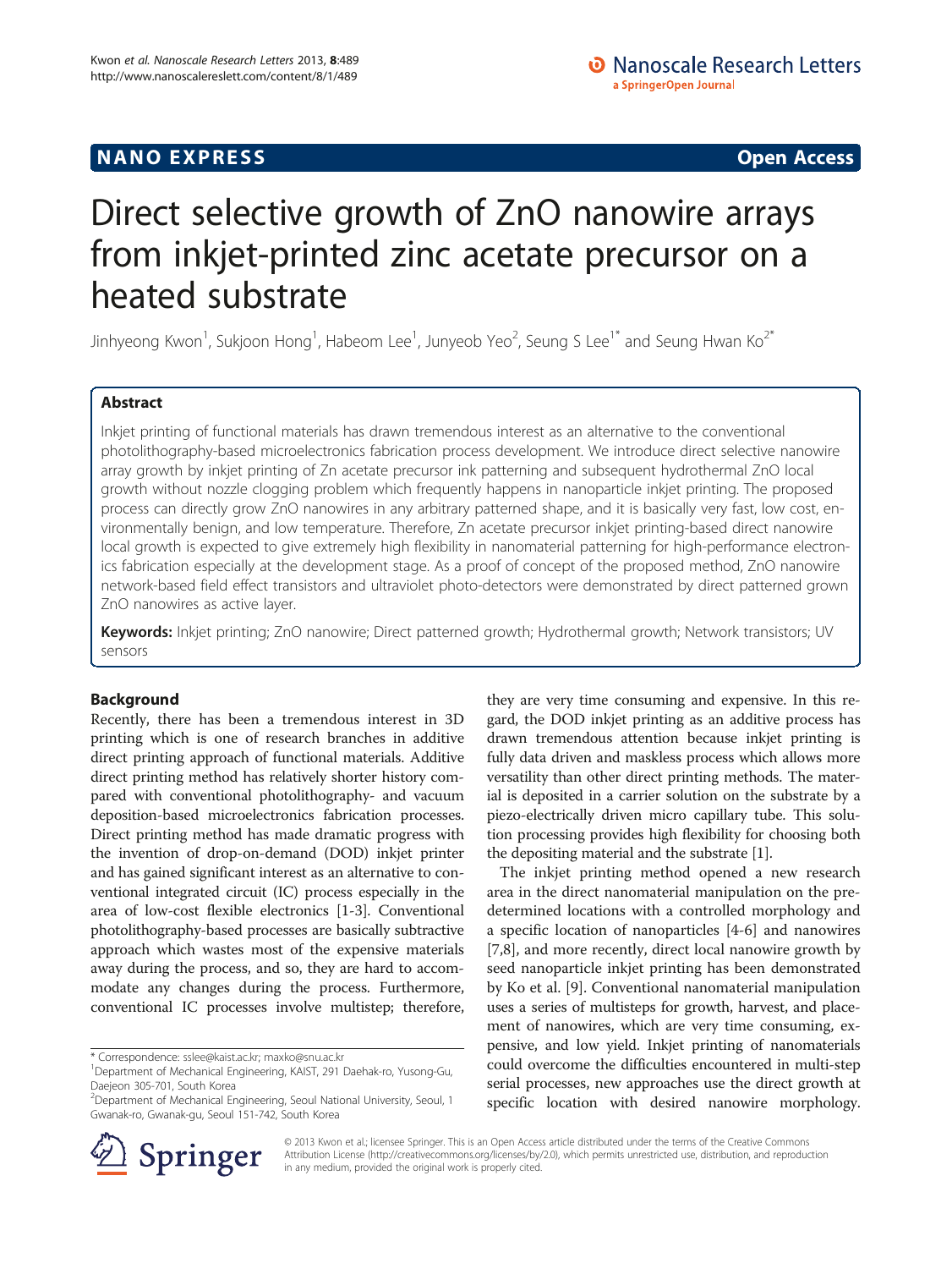NANO EXPRESS **Open Access**

# Direct selective growth of ZnO nanowire arrays from inkjet-printed zinc acetate precursor on a heated substrate

Jinhyeong Kwon[1], Sukjoon Hong[1], Habeom Lee[1], Junyeob Yeo[2], Seung S Lee[1*] and Seung Hwan Ko[2*]

## Abstract

Inkjet printing of functional materials has drawn tremendous interest as an alternative to the conventional photolithography-based microelectronics fabrication process development. We introduce direct selective nanowire array growth by inkjet printing of Zn acetate precursor ink patterning and subsequent hydrothermal ZnO local growth without nozzle clogging problem which frequently happens in nanoparticle inkjet printing. The proposed process can directly grow ZnO nanowires in any arbitrary patterned shape, and it is basically very fast, low cost, environmentally benign, and low temperature. Therefore, Zn acetate precursor inkjet printing-based direct nanowire local growth is expected to give extremely high flexibility in nanomaterial patterning for high-performance electronics fabrication especially at the development stage. As a proof of concept of the proposed method, ZnO nanowire network-based field effect transistors and ultraviolet photo-detectors were demonstrated by direct patterned grown ZnO nanowires as active layer.

**Keywords:** Inkjet printing; ZnO nanowire; Direct patterned growth; Hydrothermal growth; Network transistors; UV sensors

## Background

Recently, there has been a tremendous interest in 3D printing which is one of research branches in additive direct printing approach of functional materials. Additive direct printing method has relatively shorter history compared with conventional photolithography- and vacuum deposition-based microelectronics fabrication processes. Direct printing method has made dramatic progress with the invention of drop-on-demand (DOD) inkjet printer and has gained significant interest as an alternative to conventional integrated circuit (IC) process especially in the area of low-cost flexible electronics [1-3]. Conventional photolithography-based processes are basically subtractive approach which wastes most of the expensive materials away during the process, and so, they are hard to accommodate any changes during the process. Furthermore, conventional IC processes involve multistep; therefore, they are very time consuming and expensive. In this regard, the DOD inkjet printing as an additive process has drawn tremendous attention because inkjet printing is fully data driven and maskless process which allows more versatility than other direct printing methods. The material is deposited in a carrier solution on the substrate by a piezo-electrically driven micro capillary tube. This solution processing provides high flexibility for choosing both the depositing material and the substrate [1].

The inkjet printing method opened a new research area in the direct nanomaterial manipulation on the predetermined locations with a controlled morphology and a specific location of nanoparticles [4-6] and nanowires [7,8], and more recently, direct local nanowire growth by seed nanoparticle inkjet printing has been demonstrated by Ko et al. [9]. Conventional nanomaterial manipulation uses a series of multisteps for growth, harvest, and placement of nanowires, which are very time consuming, expensive, and low yield. Inkjet printing of nanomaterials could overcome the difficulties encountered in multi-step serial processes, new approaches use the direct growth at specific location with desired nanowire morphology.

* Correspondence: sslee@kaist.ac.kr; maxko@snu.ac.kr
[1]Department of Mechanical Engineering, KAIST, 291 Daehak-ro, Yusong-Gu, Daejeon 305-701, South Korea
[2]Department of Mechanical Engineering, Seoul National University, Seoul, 1 Gwanak-ro, Gwanak-gu, Seoul 151-742, South Korea

© 2013 Kwon et al.; licensee Springer. This is an Open Access article distributed under the terms of the Creative Commons Attribution License (http://creativecommons.org/licenses/by/2.0), which permits unrestricted use, distribution, and reproduction in any medium, provided the original work is properly cited.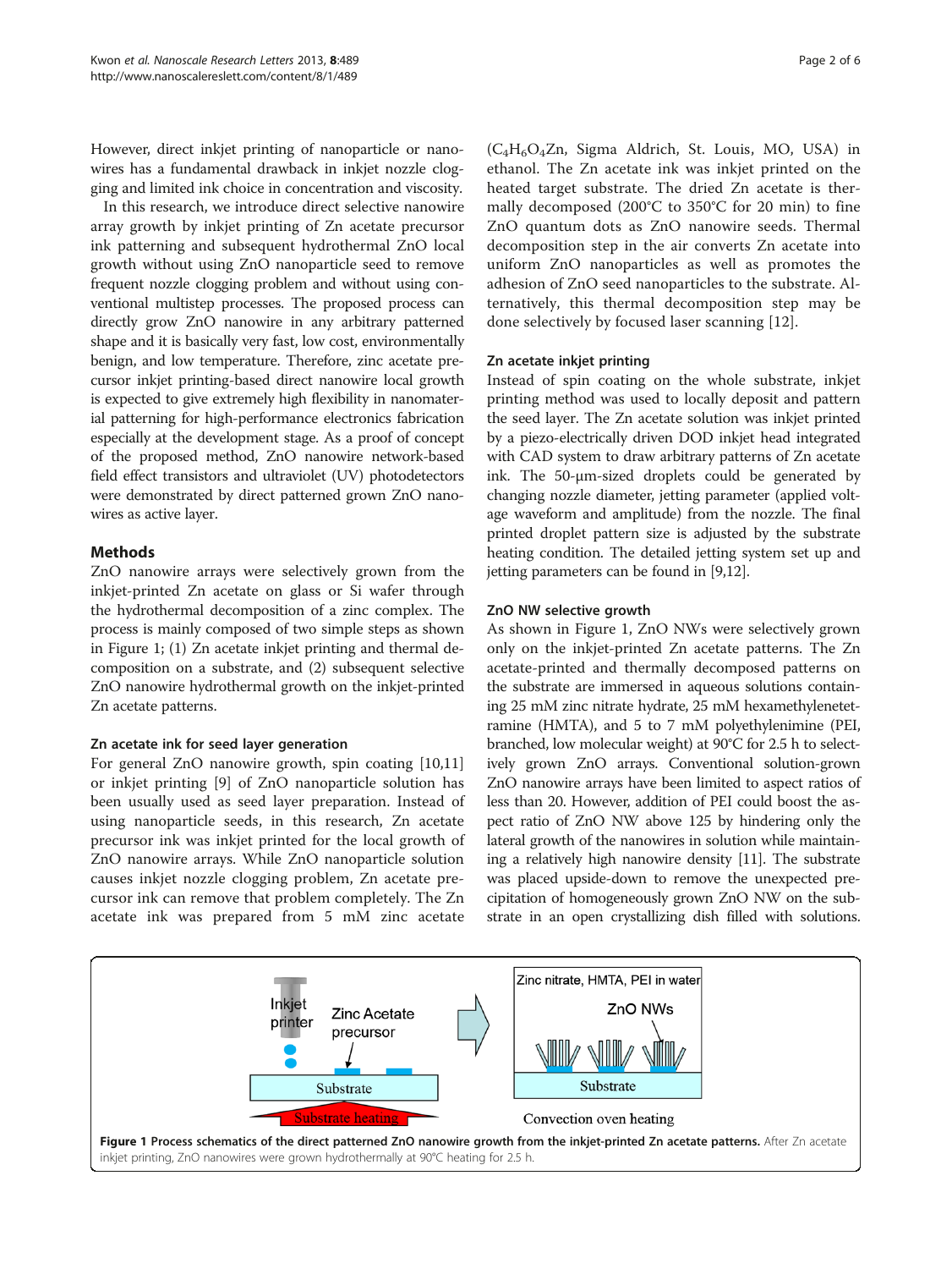However, direct inkjet printing of nanoparticle or nanowires has a fundamental drawback in inkjet nozzle clogging and limited ink choice in concentration and viscosity.

In this research, we introduce direct selective nanowire array growth by inkjet printing of Zn acetate precursor ink patterning and subsequent hydrothermal ZnO local growth without using ZnO nanoparticle seed to remove frequent nozzle clogging problem and without using conventional multistep processes. The proposed process can directly grow ZnO nanowire in any arbitrary patterned shape and it is basically very fast, low cost, environmentally benign, and low temperature. Therefore, zinc acetate precursor inkjet printing-based direct nanowire local growth is expected to give extremely high flexibility in nanomaterial patterning for high-performance electronics fabrication especially at the development stage. As a proof of concept of the proposed method, ZnO nanowire network-based field effect transistors and ultraviolet (UV) photodetectors were demonstrated by direct patterned grown ZnO nanowires as active layer.

## Methods

ZnO nanowire arrays were selectively grown from the inkjet-printed Zn acetate on glass or Si wafer through the hydrothermal decomposition of a zinc complex. The process is mainly composed of two simple steps as shown in Figure 1; (1) Zn acetate inkjet printing and thermal decomposition on a substrate, and (2) subsequent selective ZnO nanowire hydrothermal growth on the inkjet-printed Zn acetate patterns.

### Zn acetate ink for seed layer generation

For general ZnO nanowire growth, spin coating [10,11] or inkjet printing [9] of ZnO nanoparticle solution has been usually used as seed layer preparation. Instead of using nanoparticle seeds, in this research, Zn acetate precursor ink was inkjet printed for the local growth of ZnO nanowire arrays. While ZnO nanoparticle solution causes inkjet nozzle clogging problem, Zn acetate precursor ink can remove that problem completely. The Zn acetate ink was prepared from 5 mM zinc acetate ($C_4H_6O_4Zn$, Sigma Aldrich, St. Louis, MO, USA) in ethanol. The Zn acetate ink was inkjet printed on the heated target substrate. The dried Zn acetate is thermally decomposed (200°C to 350°C for 20 min) to fine ZnO quantum dots as ZnO nanowire seeds. Thermal decomposition step in the air converts Zn acetate into uniform ZnO nanoparticles as well as promotes the adhesion of ZnO seed nanoparticles to the substrate. Alternatively, this thermal decomposition step may be done selectively by focused laser scanning [12].

### Zn acetate inkjet printing

Instead of spin coating on the whole substrate, inkjet printing method was used to locally deposit and pattern the seed layer. The Zn acetate solution was inkjet printed by a piezo-electrically driven DOD inkjet head integrated with CAD system to draw arbitrary patterns of Zn acetate ink. The 50-μm-sized droplets could be generated by changing nozzle diameter, jetting parameter (applied voltage waveform and amplitude) from the nozzle. The final printed droplet pattern size is adjusted by the substrate heating condition. The detailed jetting system set up and jetting parameters can be found in [9,12].

### ZnO NW selective growth

As shown in Figure 1, ZnO NWs were selectively grown only on the inkjet-printed Zn acetate patterns. The Zn acetate-printed and thermally decomposed patterns on the substrate are immersed in aqueous solutions containing 25 mM zinc nitrate hydrate, 25 mM hexamethylenetetramine (HMTA), and 5 to 7 mM polyethylenimine (PEI, branched, low molecular weight) at 90°C for 2.5 h to selectively grown ZnO arrays. Conventional solution-grown ZnO nanowire arrays have been limited to aspect ratios of less than 20. However, addition of PEI could boost the aspect ratio of ZnO NW above 125 by hindering only the lateral growth of the nanowires in solution while maintaining a relatively high nanowire density [11]. The substrate was placed upside-down to remove the unexpected precipitation of homogeneously grown ZnO NW on the substrate in an open crystallizing dish filled with solutions.

**Figure 1 Process schematics of the direct patterned ZnO nanowire growth from the inkjet-printed Zn acetate patterns.** After Zn acetate inkjet printing, ZnO nanowires were grown hydrothermally at 90°C heating for 2.5 h.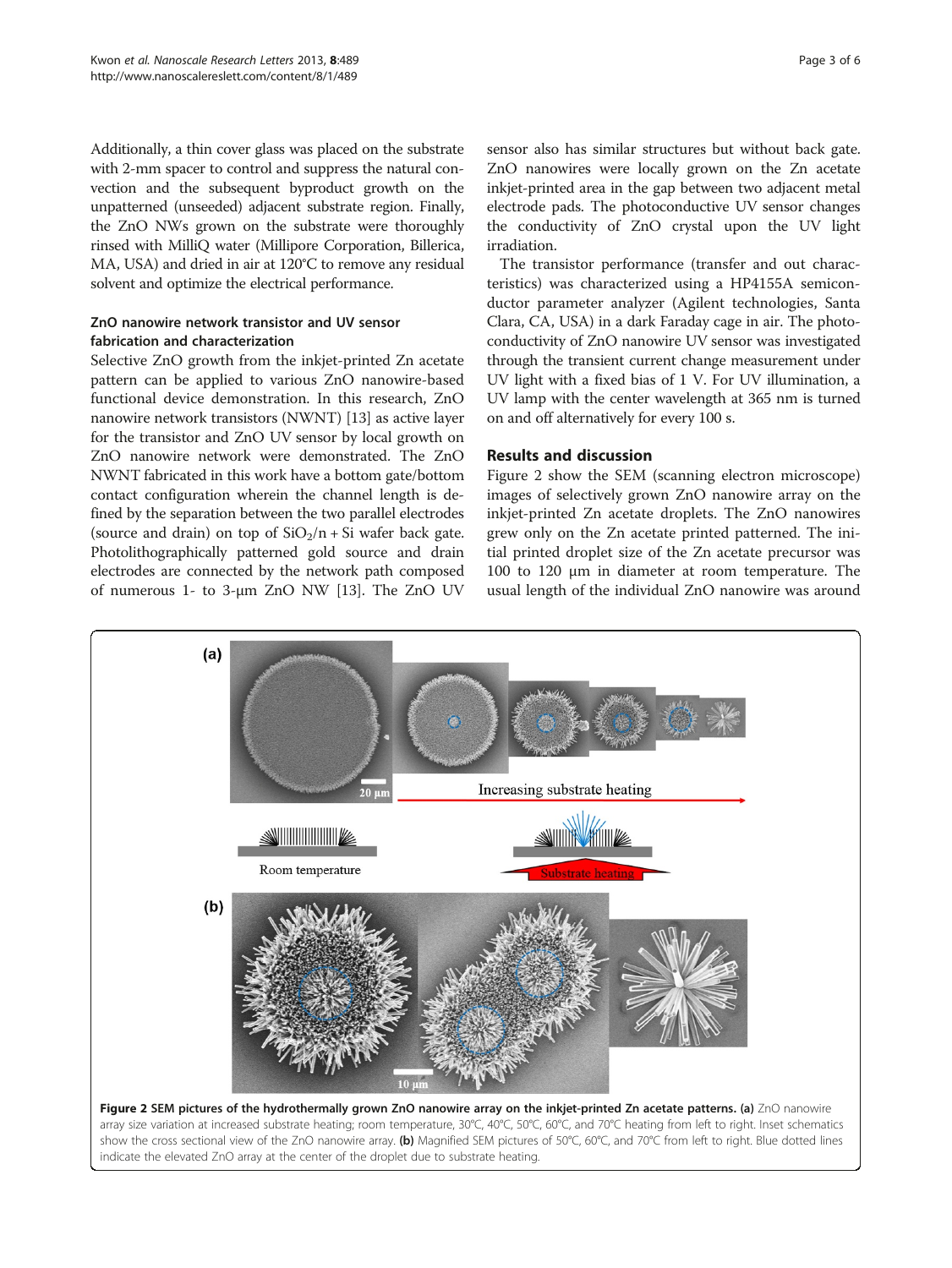Additionally, a thin cover glass was placed on the substrate with 2-mm spacer to control and suppress the natural convection and the subsequent byproduct growth on the unpatterned (unseeded) adjacent substrate region. Finally, the ZnO NWs grown on the substrate were thoroughly rinsed with MilliQ water (Millipore Corporation, Billerica, MA, USA) and dried in air at 120°C to remove any residual solvent and optimize the electrical performance.

### ZnO nanowire network transistor and UV sensor fabrication and characterization

Selective ZnO growth from the inkjet-printed Zn acetate pattern can be applied to various ZnO nanowire-based functional device demonstration. In this research, ZnO nanowire network transistors (NWNT) [13] as active layer for the transistor and ZnO UV sensor by local growth on ZnO nanowire network were demonstrated. The ZnO NWNT fabricated in this work have a bottom gate/bottom contact configuration wherein the channel length is defined by the separation between the two parallel electrodes (source and drain) on top of $SiO_2$/n + Si wafer back gate. Photolithographically patterned gold source and drain electrodes are connected by the network path composed of numerous 1- to 3-μm ZnO NW [13]. The ZnO UV sensor also has similar structures but without back gate. ZnO nanowires were locally grown on the Zn acetate inkjet-printed area in the gap between two adjacent metal electrode pads. The photoconductive UV sensor changes the conductivity of ZnO crystal upon the UV light irradiation.

The transistor performance (transfer and out characteristics) was characterized using a HP4155A semiconductor parameter analyzer (Agilent technologies, Santa Clara, CA, USA) in a dark Faraday cage in air. The photoconductivity of ZnO nanowire UV sensor was investigated through the transient current change measurement under UV light with a fixed bias of 1 V. For UV illumination, a UV lamp with the center wavelength at 365 nm is turned on and off alternatively for every 100 s.

## Results and discussion

Figure 2 show the SEM (scanning electron microscope) images of selectively grown ZnO nanowire array on the inkjet-printed Zn acetate droplets. The ZnO nanowires grew only on the Zn acetate printed patterned. The initial printed droplet size of the Zn acetate precursor was 100 to 120 μm in diameter at room temperature. The usual length of the individual ZnO nanowire was around

**Figure 2 SEM pictures of the hydrothermally grown ZnO nanowire array on the inkjet-printed Zn acetate patterns.** **(a)** ZnO nanowire array size variation at increased substrate heating; room temperature, 30°C, 40°C, 50°C, 60°C, and 70°C heating from left to right. Inset schematics show the cross sectional view of the ZnO nanowire array. **(b)** Magnified SEM pictures of 50°C, 60°C, and 70°C from left to right. Blue dotted lines indicate the elevated ZnO array at the center of the droplet due to substrate heating.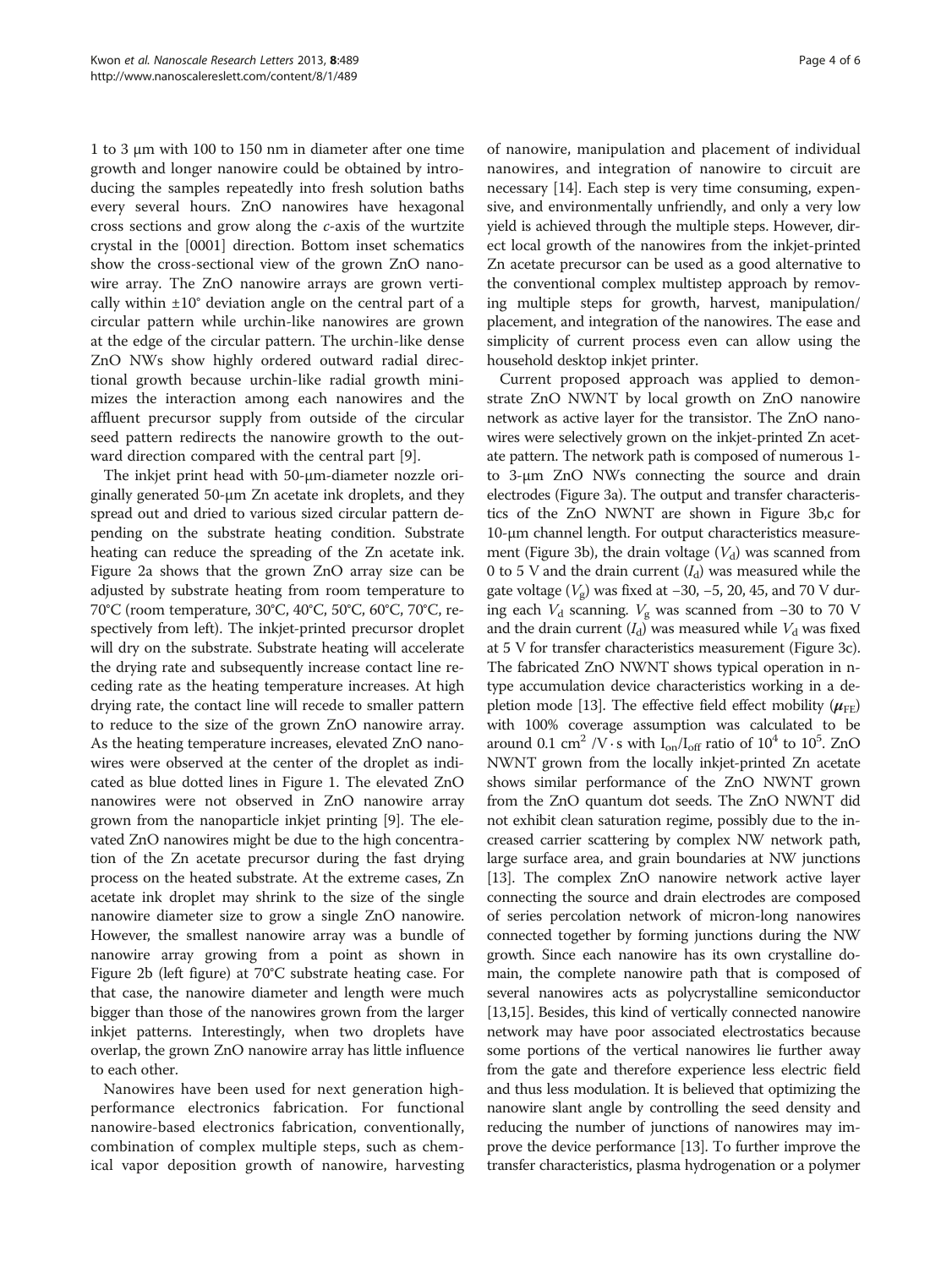1 to 3 μm with 100 to 150 nm in diameter after one time growth and longer nanowire could be obtained by introducing the samples repeatedly into fresh solution baths every several hours. ZnO nanowires have hexagonal cross sections and grow along the *c*-axis of the wurtzite crystal in the [0001] direction. Bottom inset schematics show the cross-sectional view of the grown ZnO nanowire array. The ZnO nanowire arrays are grown vertically within ±10° deviation angle on the central part of a circular pattern while urchin-like nanowires are grown at the edge of the circular pattern. The urchin-like dense ZnO NWs show highly ordered outward radial directional growth because urchin-like radial growth minimizes the interaction among each nanowires and the affluent precursor supply from outside of the circular seed pattern redirects the nanowire growth to the outward direction compared with the central part [9].

The inkjet print head with 50-μm-diameter nozzle originally generated 50-μm Zn acetate ink droplets, and they spread out and dried to various sized circular pattern depending on the substrate heating condition. Substrate heating can reduce the spreading of the Zn acetate ink. Figure 2a shows that the grown ZnO array size can be adjusted by substrate heating from room temperature to 70°C (room temperature, 30°C, 40°C, 50°C, 60°C, 70°C, respectively from left). The inkjet-printed precursor droplet will dry on the substrate. Substrate heating will accelerate the drying rate and subsequently increase contact line receding rate as the heating temperature increases. At high drying rate, the contact line will recede to smaller pattern to reduce to the size of the grown ZnO nanowire array. As the heating temperature increases, elevated ZnO nanowires were observed at the center of the droplet as indicated as blue dotted lines in Figure 1. The elevated ZnO nanowires were not observed in ZnO nanowire array grown from the nanoparticle inkjet printing [9]. The elevated ZnO nanowires might be due to the high concentration of the Zn acetate precursor during the fast drying process on the heated substrate. At the extreme cases, Zn acetate ink droplet may shrink to the size of the single nanowire diameter size to grow a single ZnO nanowire. However, the smallest nanowire array was a bundle of nanowire array growing from a point as shown in Figure 2b (left figure) at 70°C substrate heating case. For that case, the nanowire diameter and length were much bigger than those of the nanowires grown from the larger inkjet patterns. Interestingly, when two droplets have overlap, the grown ZnO nanowire array has little influence to each other.

Nanowires have been used for next generation high-performance electronics fabrication. For functional nanowire-based electronics fabrication, conventionally, combination of complex multiple steps, such as chemical vapor deposition growth of nanowire, harvesting of nanowire, manipulation and placement of individual nanowires, and integration of nanowire to circuit are necessary [14]. Each step is very time consuming, expensive, and environmentally unfriendly, and only a very low yield is achieved through the multiple steps. However, direct local growth of the nanowires from the inkjet-printed Zn acetate precursor can be used as a good alternative to the conventional complex multistep approach by removing multiple steps for growth, harvest, manipulation/placement, and integration of the nanowires. The ease and simplicity of current process even can allow using the household desktop inkjet printer.

Current proposed approach was applied to demonstrate ZnO NWNT by local growth on ZnO nanowire network as active layer for the transistor. The ZnO nanowires were selectively grown on the inkjet-printed Zn acetate pattern. The network path is composed of numerous 1- to 3-μm ZnO NWs connecting the source and drain electrodes (Figure 3a). The output and transfer characteristics of the ZnO NWNT are shown in Figure 3b,c for 10-μm channel length. For output characteristics measurement (Figure 3b), the drain voltage ($V_d$) was scanned from 0 to 5 V and the drain current ($I_d$) was measured while the gate voltage ($V_g$) was fixed at −30, −5, 20, 45, and 70 V during each $V_d$ scanning. $V_g$ was scanned from −30 to 70 V and the drain current ($I_d$) was measured while $V_d$ was fixed at 5 V for transfer characteristics measurement (Figure 3c). The fabricated ZnO NWNT shows typical operation in n-type accumulation device characteristics working in a depletion mode [13]. The effective field effect mobility ($\boldsymbol{\mu}_{FE}$) with 100% coverage assumption was calculated to be around 0.1 $cm^2$ /V · s with $I_{on}/I_{off}$ ratio of $10^4$ to $10^5$. ZnO NWNT grown from the locally inkjet-printed Zn acetate shows similar performance of the ZnO NWNT grown from the ZnO quantum dot seeds. The ZnO NWNT did not exhibit clean saturation regime, possibly due to the increased carrier scattering by complex NW network path, large surface area, and grain boundaries at NW junctions [13]. The complex ZnO nanowire network active layer connecting the source and drain electrodes are composed of series percolation network of micron-long nanowires connected together by forming junctions during the NW growth. Since each nanowire has its own crystalline domain, the complete nanowire path that is composed of several nanowires acts as polycrystalline semiconductor [13,15]. Besides, this kind of vertically connected nanowire network may have poor associated electrostatics because some portions of the vertical nanowires lie further away from the gate and therefore experience less electric field and thus less modulation. It is believed that optimizing the nanowire slant angle by controlling the seed density and reducing the number of junctions of nanowires may improve the device performance [13]. To further improve the transfer characteristics, plasma hydrogenation or a polymer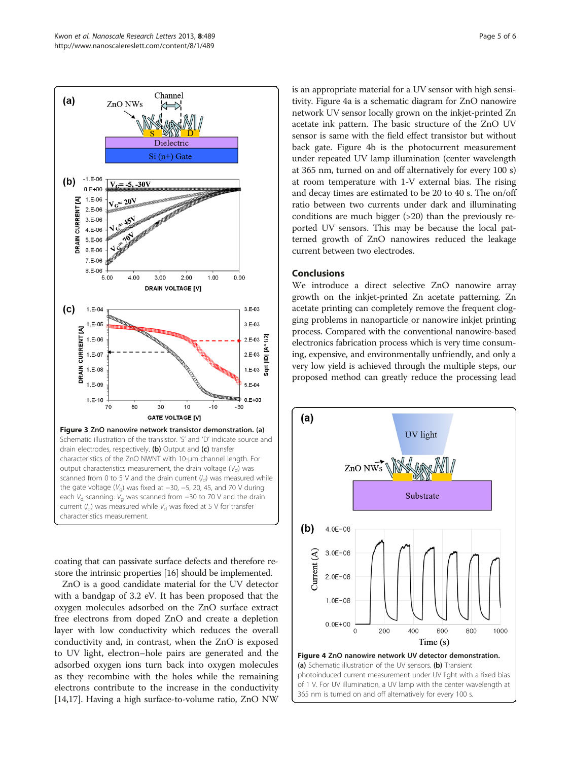**Figure 3 ZnO nanowire network transistor demonstration. (a)** Schematic illustration of the transistor. 'S' and 'D' indicate source and drain electrodes, respectively. **(b)** Output and **(c)** transfer characteristics of the ZnO NWNT with 10-μm channel length. For output characteristics measurement, the drain voltage ($V_d$) was scanned from 0 to 5 V and the drain current ($I_d$) was measured while the gate voltage ($V_g$) was fixed at −30, −5, 20, 45, and 70 V during each $V_d$ scanning. $V_g$ was scanned from −30 to 70 V and the drain current ($I_d$) was measured while $V_d$ was fixed at 5 V for transfer characteristics measurement.

coating that can passivate surface defects and therefore restore the intrinsic properties [16] should be implemented.

ZnO is a good candidate material for the UV detector with a bandgap of 3.2 eV. It has been proposed that the oxygen molecules adsorbed on the ZnO surface extract free electrons from doped ZnO and create a depletion layer with low conductivity which reduces the overall conductivity and, in contrast, when the ZnO is exposed to UV light, electron–hole pairs are generated and the adsorbed oxygen ions turn back into oxygen molecules as they recombine with the holes while the remaining electrons contribute to the increase in the conductivity [14,17]. Having a high surface-to-volume ratio, ZnO NW is an appropriate material for a UV sensor with high sensitivity. Figure 4a is a schematic diagram for ZnO nanowire network UV sensor locally grown on the inkjet-printed Zn acetate ink pattern. The basic structure of the ZnO UV sensor is same with the field effect transistor but without back gate. Figure 4b is the photocurrent measurement under repeated UV lamp illumination (center wavelength at 365 nm, turned on and off alternatively for every 100 s) at room temperature with 1-V external bias. The rising and decay times are estimated to be 20 to 40 s. The on/off ratio between two currents under dark and illuminating conditions are much bigger (>20) than the previously reported UV sensors. This may be because the local patterned growth of ZnO nanowires reduced the leakage current between two electrodes.

## Conclusions

We introduce a direct selective ZnO nanowire array growth on the inkjet-printed Zn acetate patterning. Zn acetate printing can completely remove the frequent clogging problems in nanoparticle or nanowire inkjet printing process. Compared with the conventional nanowire-based electronics fabrication process which is very time consuming, expensive, and environmentally unfriendly, and only a very low yield is achieved through the multiple steps, our proposed method can greatly reduce the processing lead

**Figure 4 ZnO nanowire network UV detector demonstration. (a)** Schematic illustration of the UV sensors. **(b)** Transient photoinduced current measurement under UV light with a fixed bias of 1 V. For UV illumination, a UV lamp with the center wavelength at 365 nm is turned on and off alternatively for every 100 s.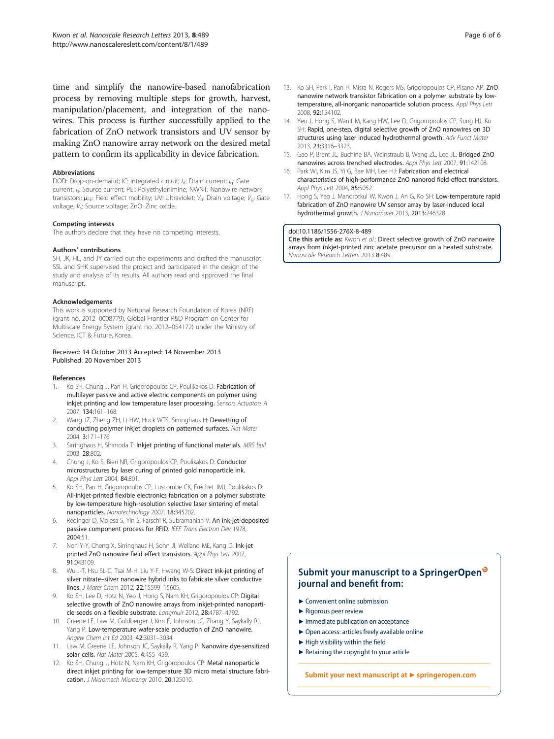time and simplify the nanowire-based nanofabrication process by removing multiple steps for growth, harvest, manipulation/placement, and integration of the nanowires. This process is further successfully applied to the fabrication of ZnO network transistors and UV sensor by making ZnO nanowire array network on the desired metal pattern to confirm its applicability in device fabrication.

### Abbreviations

DOD: Drop-on-demand; IC: Integrated circuit; $I_d$: Drain current; $I_g$: Gate current; $I_s$: Source current; PEI: Polyethylenimine; NWNT: Nanowire network transistors; $\mu_{FE}$: Field effect mobility; UV: Ultraviolet; $V_d$: Drain voltage; $V_g$: Gate voltage; $V_s$: Source voltage; ZnO: Zinc oxide.

### Competing interests

The authors declare that they have no competing interests.

### Authors' contributions

SH, JK, HL, and JY carried out the experiments and drafted the manuscript. SSL and SHK supervised the project and participated in the design of the study and analysis of its results. All authors read and approved the final manuscript.

### Acknowledgements

This work is supported by National Research Foundation of Korea (NRF) (grant no. 2012–0008779), Global Frontier R&D Program on Center for Multiscale Energy System (grant no. 2012–054172) under the Ministry of Science, ICT & Future, Korea.

Received: 14 October 2013 Accepted: 14 November 2013
Published: 20 November 2013

### References

1. Ko SH, Chung J, Pan H, Grigoropoulos CP, Poulikakos D: **Fabrication of multilayer passive and active electric components on polymer using inkjet printing and low temperature laser processing.** *Sensors Actuators A* 2007, **134:**161–168.
2. Wang JZ, Zheng ZH, Li HW, Huck WTS, Sirringhaus H: **Dewetting of conducting polymer inkjet droplets on patterned surfaces.** *Nat Mater* 2004, **3:**171–176.
3. Sirringhaus H, Shimoda T: **Inkjet printing of functional materials.** *MRS bull* 2003, **28:**802.
4. Chung J, Ko S, Bieri NR, Grigoropoulos CP, Poulikakos D: **Conductor microstructures by laser curing of printed gold nanoparticle ink.** *Appl Phys Lett* 2004, **84:**801.
5. Ko SH, Pan H, Grigoropoulos CP, Luscombe CK, Fréchet JMJ, Poulikakos D: **All-inkjet-printed flexible electronics fabrication on a polymer substrate by low-temperature high-resolution selective laser sintering of metal nanoparticles.** *Nanotechnology* 2007, **18:**345202.
6. Redinger D, Molesa S, Yin S, Farschi R, Subramanian V: **An ink-jet-deposited passive component process for RFID.** *IEEE Trans Electron Dev* 1978, **2004:**51.
7. Noh Y-Y, Cheng X, Sirringhaus H, Sohn JI, Welland ME, Kang D: **Ink-jet printed ZnO nanowire field effect transistors.** *Appl Phys Lett* 2007, **91:**043109.
8. Wu J-T, Hsu SL-C, Tsai M-H, Liu Y-F, Hwang W-S: **Direct ink-jet printing of silver nitrate–silver nanowire hybrid inks to fabricate silver conductive lines.** *J Mater Chem* 2012, **22:**15599–15605.
9. Ko SH, Lee D, Hotz N, Yeo J, Hong S, Nam KH, Grigoropoulos CP: **Digital selective growth of ZnO nanowire arrays from inkjet-printed nanoparticle seeds on a flexible substrate.** *Langmuir* 2012, **28:**4787–4792.
10. Greene LE, Law M, Goldberger J, Kim F, Johnson JC, Zhang Y, Saykally RJ, Yang P: **Low-temperature wafer-scale production of ZnO nanowire.** *Angew Chem Int Ed* 2003, **42:**3031–3034.
11. Law M, Greene LE, Johnson JC, Saykally R, Yang P: **Nanowire dye-sensitized solar cells.** *Nat Mater* 2005, **4:**455–459.
12. Ko SH, Chung J, Hotz N, Nam KH, Grigoropoulos CP: **Metal nanoparticle direct inkjet printing for low-temperature 3D micro metal structure fabrication.** *J Micromech Microengr* 2010, **20:**125010.
13. Ko SH, Park I, Pan H, Misra N, Rogers MS, Grigoropoulos CP, Pisano AP: **ZnO nanowire network transistor fabrication on a polymer substrate by low-temperature, all-inorganic nanoparticle solution process.** *Appl Phys Lett* 2008, **92:**154102.
14. Yeo J, Hong S, Wanit M, Kang HW, Lee D, Grigoropoulos CP, Sung HJ, Ko SH: **Rapid, one-step, digital selective growth of ZnO nanowires on 3D structures using laser induced hydrothermal growth.** *Adv Funct Mater* 2013, **23:**3316–3323.
15. Gao P, Brent JL, Buchine BA, Weinstraub B, Wang ZL, Lee JL: **Bridged ZnO nanowires across trenched electrodes.** *Appl Phys Lett* 2007, **91:**142108.
16. Park WI, Kim JS, Yi G, Bae MH, Lee HJ: **Fabrication and electrical characteristics of high-performance ZnO nanorod field-effect transistors.** *Appl Phys Lett* 2004, **85:**5052.
17. Hong S, Yeo J, Manorotkul W, Kwon J, An G, Ko SH: **Low-temperature rapid fabrication of ZnO nanowire UV sensor array by laser-induced local hydrothermal growth.** *J Nanomater* 2013, **2013:**246328.

doi:10.1186/1556-276X-8-489
**Cite this article as:** Kwon *et al.*: Direct selective growth of ZnO nanowire arrays from inkjet-printed zinc acetate precursor on a heated substrate. *Nanoscale Research Letters* 2013 **8**:489.

**Submit your manuscript to a SpringerOpen journal and benefit from:**

- ► Convenient online submission
- ► Rigorous peer review
- ► Immediate publication on acceptance
- ► Open access: articles freely available online
- ► High visibility within the field
- ► Retaining the copyright to your article

**Submit your next manuscript at ► springeropen.com**